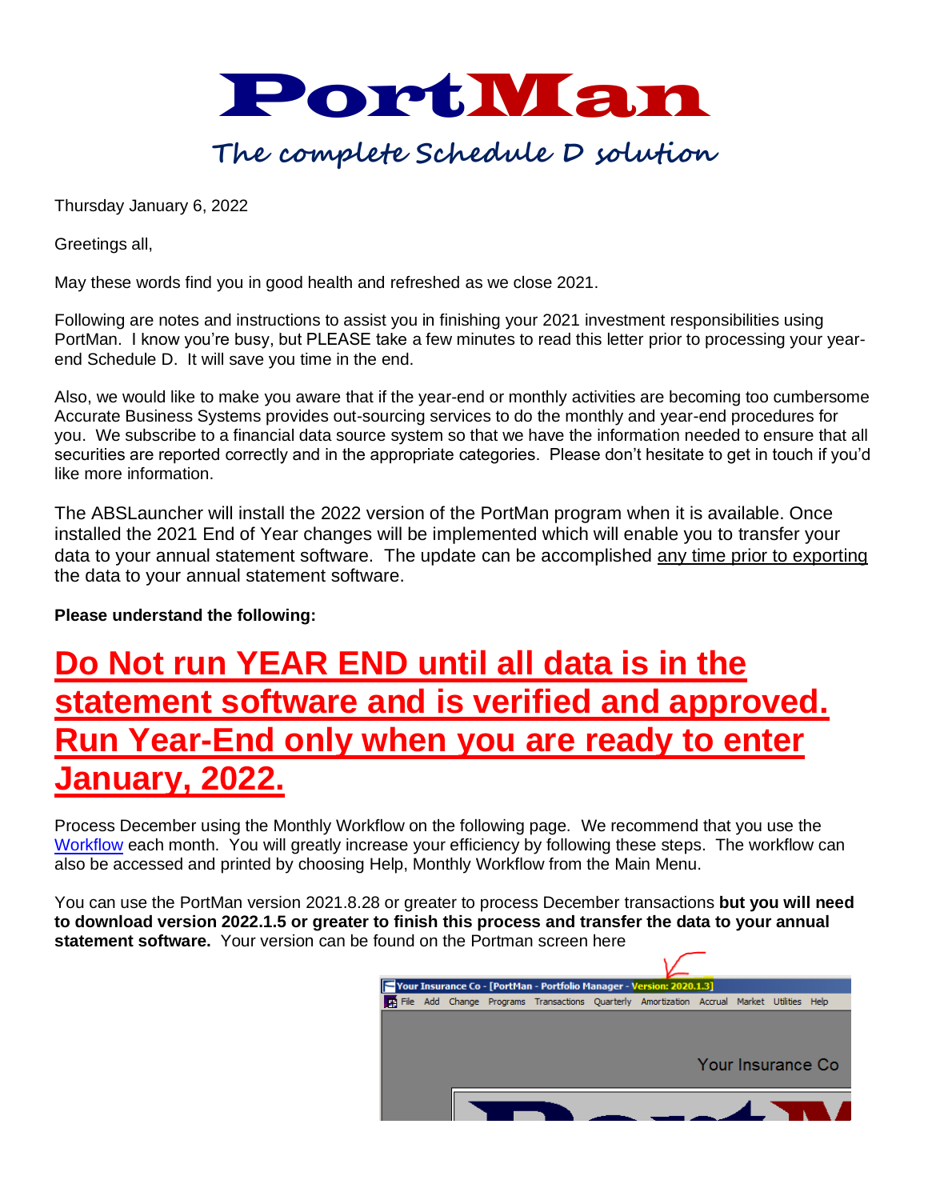# PortMan

## The complete Schedule D solution

Thursday January 6, 2022

Greetings all,

May these words find you in good health and refreshed as we close 2021.

Following are notes and instructions to assist you in finishing your 2021 investment responsibilities using PortMan. I know you're busy, but PLEASE take a few minutes to read this letter prior to processing your year-end Schedule D. It will save you time in the end.

Also, we would like to make you aware that if the year-end or monthly activities are becoming too cumbersome Accurate Business Systems provides out-sourcing services to do the monthly and year-end procedures for you. We subscribe to a financial data source system so that we have the information needed to ensure that all securities are reported correctly and in the appropriate categories. Please don't hesitate to get in touch if you'd like more information.

The ABSLauncher will install the 2022 version of the PortMan program when it is available. Once installed the 2021 End of Year changes will be implemented which will enable you to transfer your data to your annual statement software. The update can be accomplished any time prior to exporting the data to your annual statement software.

**Please understand the following:**

## Do Not run YEAR END until all data is in the statement software and is verified and approved. Run Year-End only when you are ready to enter January, 2022.

Process December using the Monthly Workflow on the following page. We recommend that you use the Workflow each month. You will greatly increase your efficiency by following these steps. The workflow can also be accessed and printed by choosing Help, Monthly Workflow from the Main Menu.

You can use the PortMan version 2021.8.28 or greater to process December transactions **but you will need to download version 2022.1.5 or greater to finish this process and transfer the data to your annual statement software.** Your version can be found on the Portman screen here

Your Insurance Co - [PortMan - Portfolio Manager - Version: 2020.1.3]

File Add Change Programs Transactions Quarterly Amortization Accrual Market Utilities Help

Your Insurance Co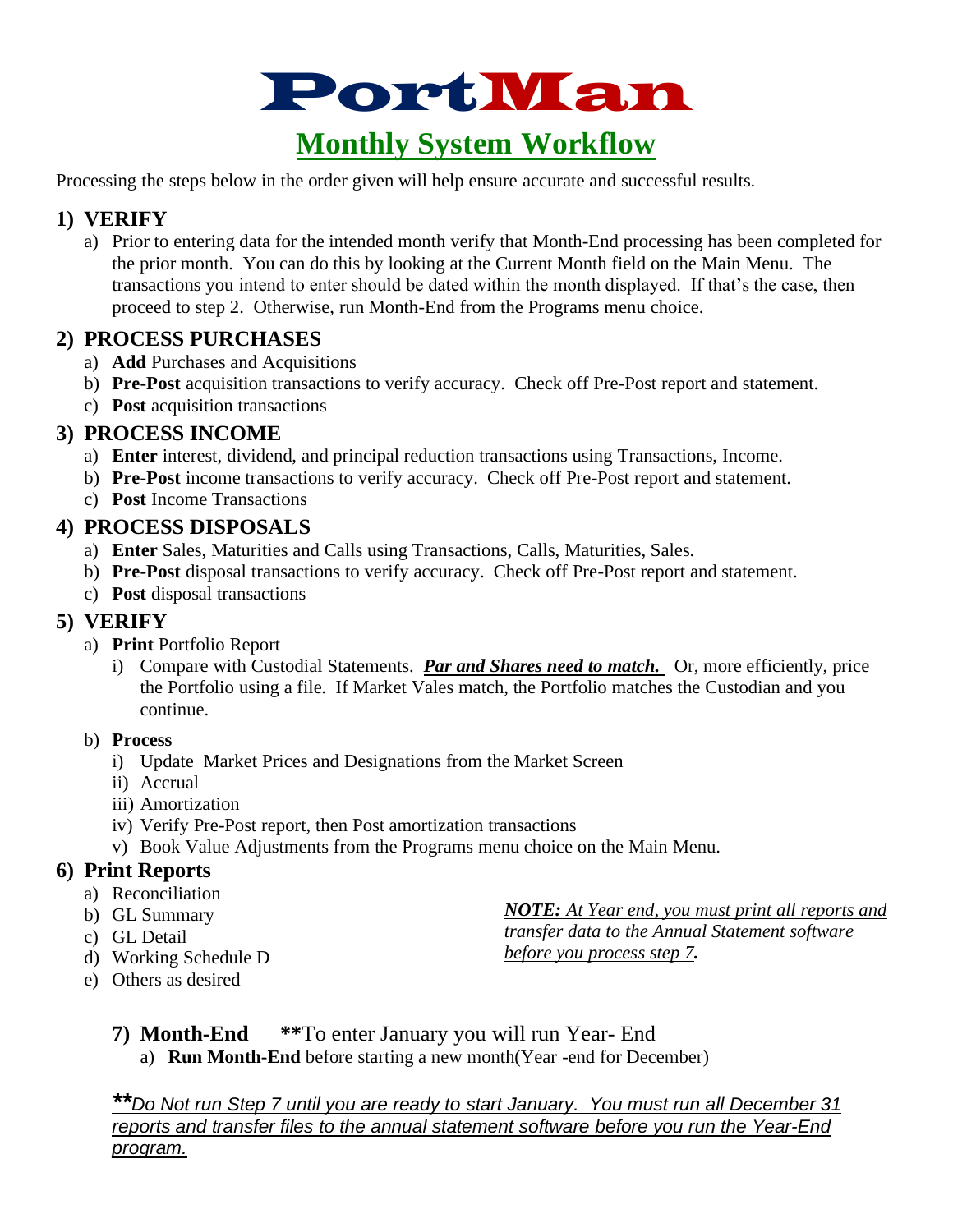# PortMan

## Monthly System Workflow

Processing the steps below in the order given will help ensure accurate and successful results.

### 1) VERIFY

a) Prior to entering data for the intended month verify that Month-End processing has been completed for the prior month. You can do this by looking at the Current Month field on the Main Menu. The transactions you intend to enter should be dated within the month displayed. If that's the case, then proceed to step 2. Otherwise, run Month-End from the Programs menu choice.

### 2) PROCESS PURCHASES

a) **Add** Purchases and Acquisitions
b) **Pre-Post** acquisition transactions to verify accuracy. Check off Pre-Post report and statement.
c) **Post** acquisition transactions

### 3) PROCESS INCOME

a) **Enter** interest, dividend, and principal reduction transactions using Transactions, Income.
b) **Pre-Post** income transactions to verify accuracy. Check off Pre-Post report and statement.
c) **Post** Income Transactions

### 4) PROCESS DISPOSALS

a) **Enter** Sales, Maturities and Calls using Transactions, Calls, Maturities, Sales.
b) **Pre-Post** disposal transactions to verify accuracy. Check off Pre-Post report and statement.
c) **Post** disposal transactions

### 5) VERIFY

a) **Print** Portfolio Report
   i) Compare with Custodial Statements. ***Par and Shares need to match.*** Or, more efficiently, price the Portfolio using a file. If Market Vales match, the Portfolio matches the Custodian and you continue.

b) **Process**
   i) Update Market Prices and Designations from the Market Screen
   ii) Accrual
   iii) Amortization
   iv) Verify Pre-Post report, then Post amortization transactions
   v) Book Value Adjustments from the Programs menu choice on the Main Menu.

### 6) Print Reports

a) Reconciliation
b) GL Summary
c) GL Detail
d) Working Schedule D
e) Others as desired

***NOTE:*** *At Year end, you must print all reports and transfer data to the Annual Statement software before you process step 7.*

### 7) Month-End **To enter January you will run Year- End

a) **Run Month-End** before starting a new month(Year -end for December)

***Do Not run Step 7 until you are ready to start January. You must run all December 31 reports and transfer files to the annual statement software before you run the Year-End program.*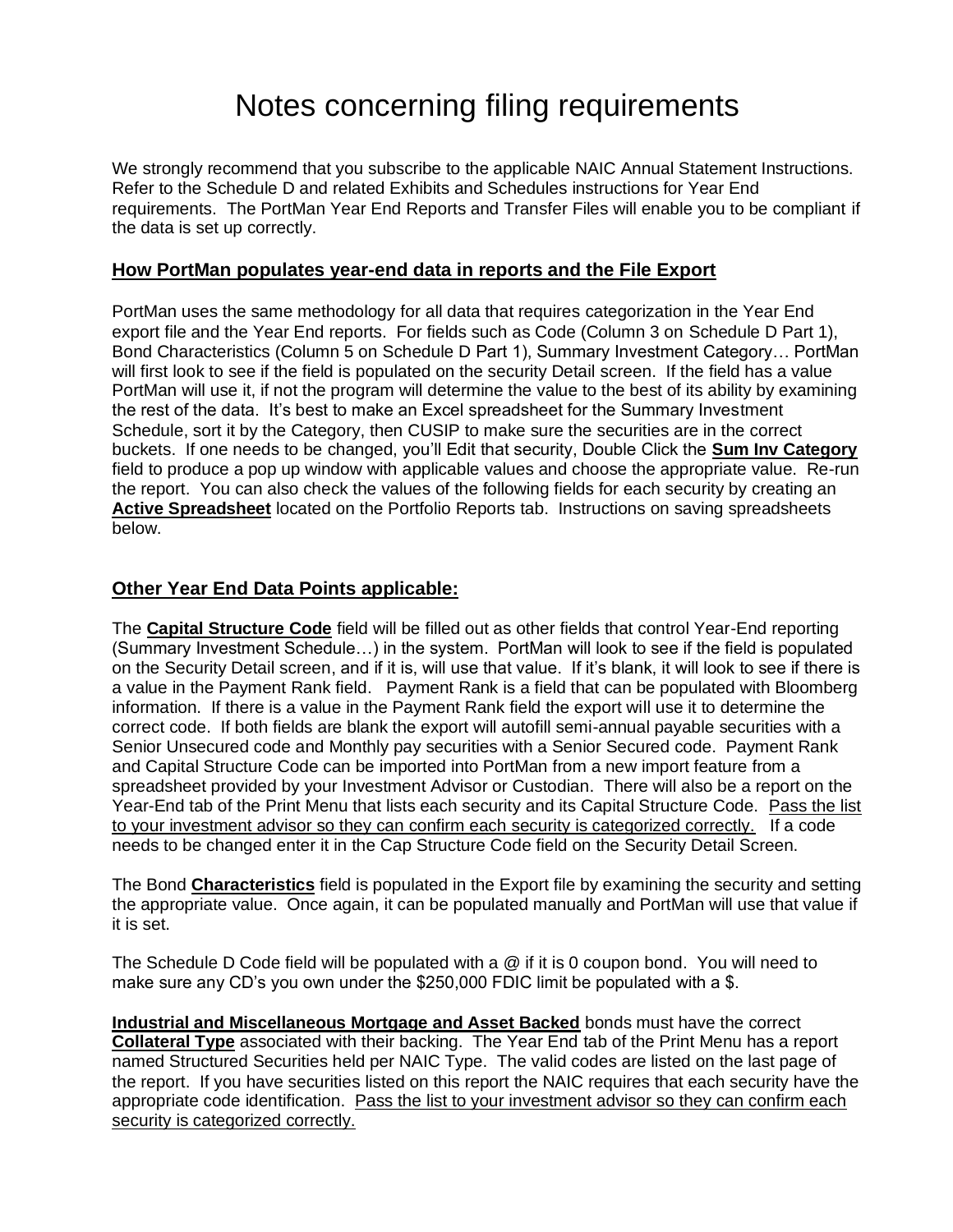# Notes concerning filing requirements

We strongly recommend that you subscribe to the applicable NAIC Annual Statement Instructions. Refer to the Schedule D and related Exhibits and Schedules instructions for Year End requirements. The PortMan Year End Reports and Transfer Files will enable you to be compliant if the data is set up correctly.

## How PortMan populates year-end data in reports and the File Export

PortMan uses the same methodology for all data that requires categorization in the Year End export file and the Year End reports. For fields such as Code (Column 3 on Schedule D Part 1), Bond Characteristics (Column 5 on Schedule D Part 1), Summary Investment Category… PortMan will first look to see if the field is populated on the security Detail screen. If the field has a value PortMan will use it, if not the program will determine the value to the best of its ability by examining the rest of the data. It's best to make an Excel spreadsheet for the Summary Investment Schedule, sort it by the Category, then CUSIP to make sure the securities are in the correct buckets. If one needs to be changed, you'll Edit that security, Double Click the **Sum Inv Category** field to produce a pop up window with applicable values and choose the appropriate value. Re-run the report. You can also check the values of the following fields for each security by creating an **Active Spreadsheet** located on the Portfolio Reports tab. Instructions on saving spreadsheets below.

## Other Year End Data Points applicable:

The **Capital Structure Code** field will be filled out as other fields that control Year-End reporting (Summary Investment Schedule…) in the system. PortMan will look to see if the field is populated on the Security Detail screen, and if it is, will use that value. If it's blank, it will look to see if there is a value in the Payment Rank field. Payment Rank is a field that can be populated with Bloomberg information. If there is a value in the Payment Rank field the export will use it to determine the correct code. If both fields are blank the export will autofill semi-annual payable securities with a Senior Unsecured code and Monthly pay securities with a Senior Secured code. Payment Rank and Capital Structure Code can be imported into PortMan from a new import feature from a spreadsheet provided by your Investment Advisor or Custodian. There will also be a report on the Year-End tab of the Print Menu that lists each security and its Capital Structure Code. Pass the list to your investment advisor so they can confirm each security is categorized correctly. If a code needs to be changed enter it in the Cap Structure Code field on the Security Detail Screen.

The Bond **Characteristics** field is populated in the Export file by examining the security and setting the appropriate value. Once again, it can be populated manually and PortMan will use that value if it is set.

The Schedule D Code field will be populated with a @ if it is 0 coupon bond. You will need to make sure any CD's you own under the $250,000 FDIC limit be populated with a $.

**Industrial and Miscellaneous Mortgage and Asset Backed** bonds must have the correct **Collateral Type** associated with their backing. The Year End tab of the Print Menu has a report named Structured Securities held per NAIC Type. The valid codes are listed on the last page of the report. If you have securities listed on this report the NAIC requires that each security have the appropriate code identification. Pass the list to your investment advisor so they can confirm each security is categorized correctly.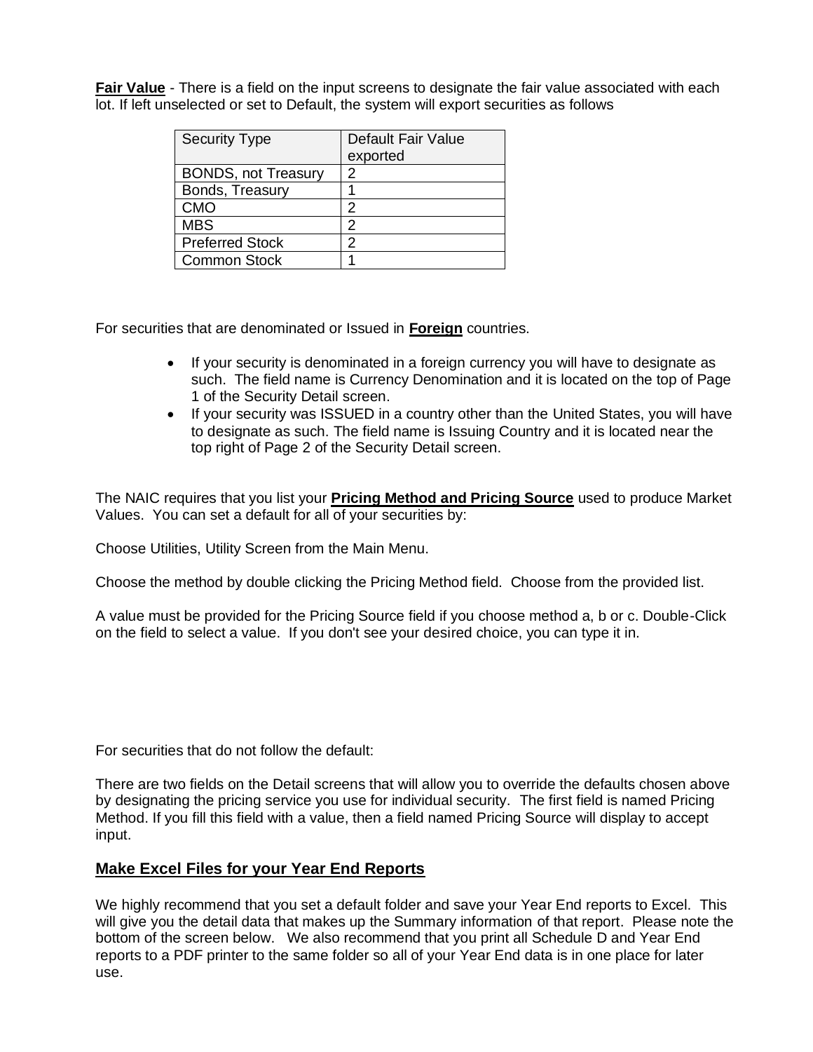**Fair Value** - There is a field on the input screens to designate the fair value associated with each lot. If left unselected or set to Default, the system will export securities as follows

| Security Type | Default Fair Value exported |
|---|---|
| BONDS, not Treasury | 2 |
| Bonds, Treasury | 1 |
| CMO | 2 |
| MBS | 2 |
| Preferred Stock | 2 |
| Common Stock | 1 |

For securities that are denominated or Issued in **Foreign** countries.

- If your security is denominated in a foreign currency you will have to designate as such. The field name is Currency Denomination and it is located on the top of Page 1 of the Security Detail screen.
- If your security was ISSUED in a country other than the United States, you will have to designate as such. The field name is Issuing Country and it is located near the top right of Page 2 of the Security Detail screen.

The NAIC requires that you list your **Pricing Method and Pricing Source** used to produce Market Values. You can set a default for all of your securities by:

Choose Utilities, Utility Screen from the Main Menu.

Choose the method by double clicking the Pricing Method field. Choose from the provided list.

A value must be provided for the Pricing Source field if you choose method a, b or c. Double-Click on the field to select a value. If you don't see your desired choice, you can type it in.

For securities that do not follow the default:

There are two fields on the Detail screens that will allow you to override the defaults chosen above by designating the pricing service you use for individual security. The first field is named Pricing Method. If you fill this field with a value, then a field named Pricing Source will display to accept input.

## Make Excel Files for your Year End Reports

We highly recommend that you set a default folder and save your Year End reports to Excel. This will give you the detail data that makes up the Summary information of that report. Please note the bottom of the screen below. We also recommend that you print all Schedule D and Year End reports to a PDF printer to the same folder so all of your Year End data is in one place for later use.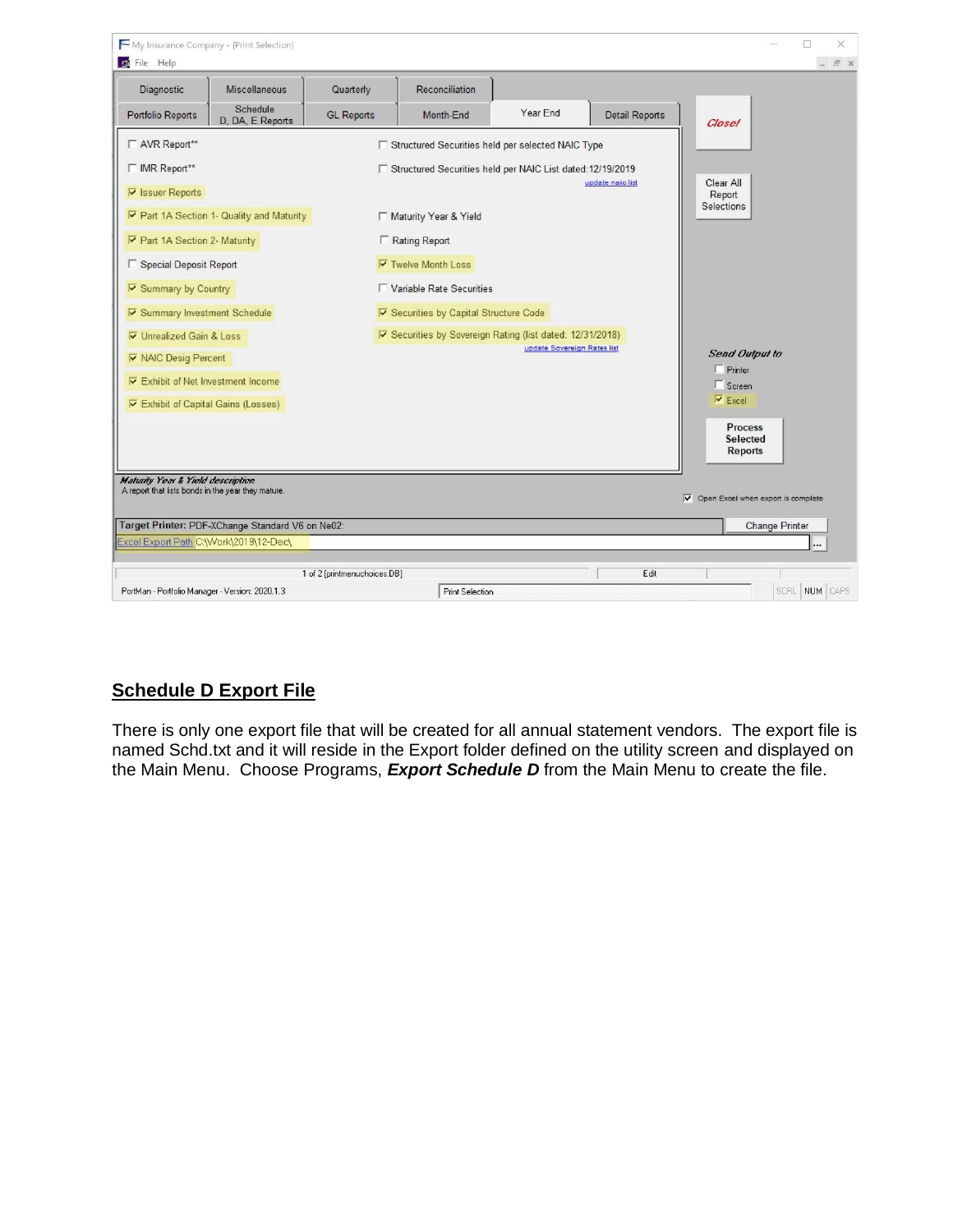## Schedule D Export File

There is only one export file that will be created for all annual statement vendors. The export file is named Schd.txt and it will reside in the Export folder defined on the utility screen and displayed on the Main Menu. Choose Programs, ***Export Schedule D*** from the Main Menu to create the file.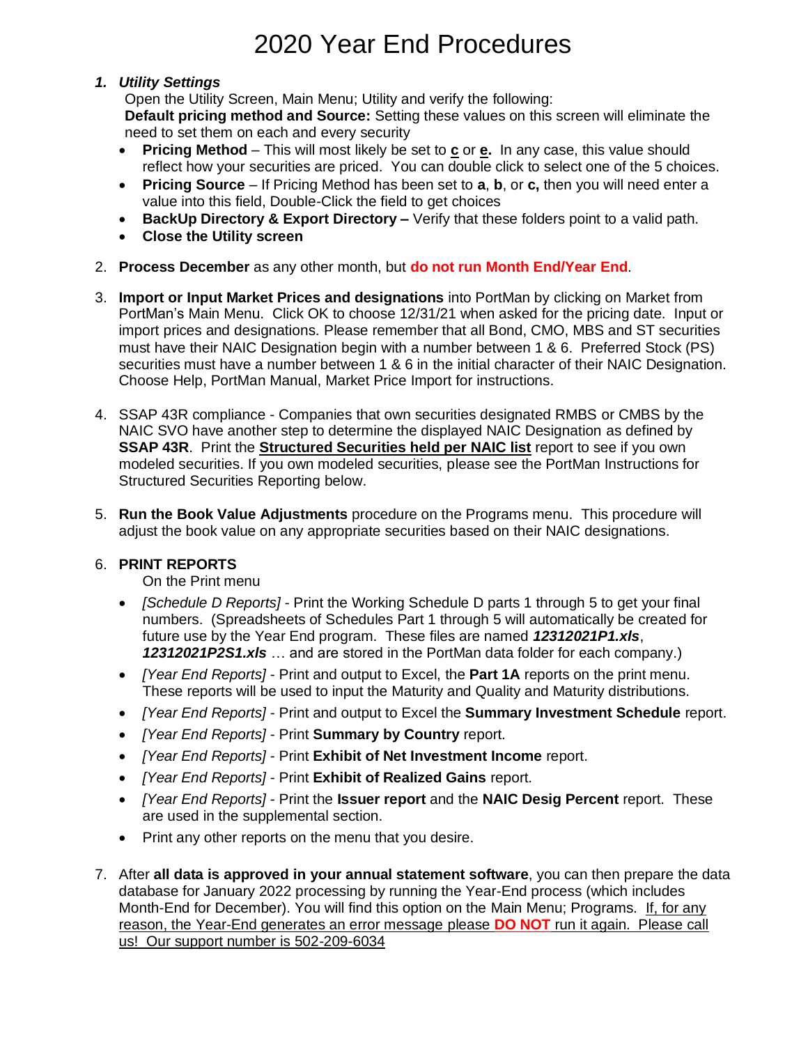# 2020 Year End Procedures

1. ***Utility Settings***

   Open the Utility Screen, Main Menu; Utility and verify the following:

   **Default pricing method and Source:** Setting these values on this screen will eliminate the need to set them on each and every security

   - **Pricing Method** – This will most likely be set to **c** or **e.** In any case, this value should reflect how your securities are priced. You can double click to select one of the 5 choices.
   - **Pricing Source** – If Pricing Method has been set to **a**, **b**, or **c,** then you will need enter a value into this field, Double-Click the field to get choices
   - **BackUp Directory & Export Directory –** Verify that these folders point to a valid path.
   - **Close the Utility screen**

2. **Process December** as any other month, but **do not run Month End/Year End**.

3. **Import or Input Market Prices and designations** into PortMan by clicking on Market from PortMan's Main Menu. Click OK to choose 12/31/21 when asked for the pricing date. Input or import prices and designations. Please remember that all Bond, CMO, MBS and ST securities must have their NAIC Designation begin with a number between 1 & 6. Preferred Stock (PS) securities must have a number between 1 & 6 in the initial character of their NAIC Designation. Choose Help, PortMan Manual, Market Price Import for instructions.

4. SSAP 43R compliance - Companies that own securities designated RMBS or CMBS by the NAIC SVO have another step to determine the displayed NAIC Designation as defined by **SSAP 43R**. Print the **Structured Securities held per NAIC list** report to see if you own modeled securities. If you own modeled securities, please see the PortMan Instructions for Structured Securities Reporting below.

5. **Run the Book Value Adjustments** procedure on the Programs menu. This procedure will adjust the book value on any appropriate securities based on their NAIC designations.

6. **PRINT REPORTS**

   On the Print menu

   - *[Schedule D Reports]* - Print the Working Schedule D parts 1 through 5 to get your final numbers. (Spreadsheets of Schedules Part 1 through 5 will automatically be created for future use by the Year End program. These files are named ***12312021P1.xls***, ***12312021P2S1.xls*** … and are stored in the PortMan data folder for each company.)
   - *[Year End Reports]* - Print and output to Excel, the **Part 1A** reports on the print menu. These reports will be used to input the Maturity and Quality and Maturity distributions.
   - *[Year End Reports]* - Print and output to Excel the **Summary Investment Schedule** report.
   - *[Year End Reports]* - Print **Summary by Country** report.
   - *[Year End Reports]* - Print **Exhibit of Net Investment Income** report.
   - *[Year End Reports]* - Print **Exhibit of Realized Gains** report.
   - *[Year End Reports]* - Print the **Issuer report** and the **NAIC Desig Percent** report. These are used in the supplemental section.
   - Print any other reports on the menu that you desire.

7. After **all data is approved in your annual statement software**, you can then prepare the data database for January 2022 processing by running the Year-End process (which includes Month-End for December). You will find this option on the Main Menu; Programs. If, for any reason, the Year-End generates an error message please **DO NOT** run it again. Please call us! Our support number is 502-209-6034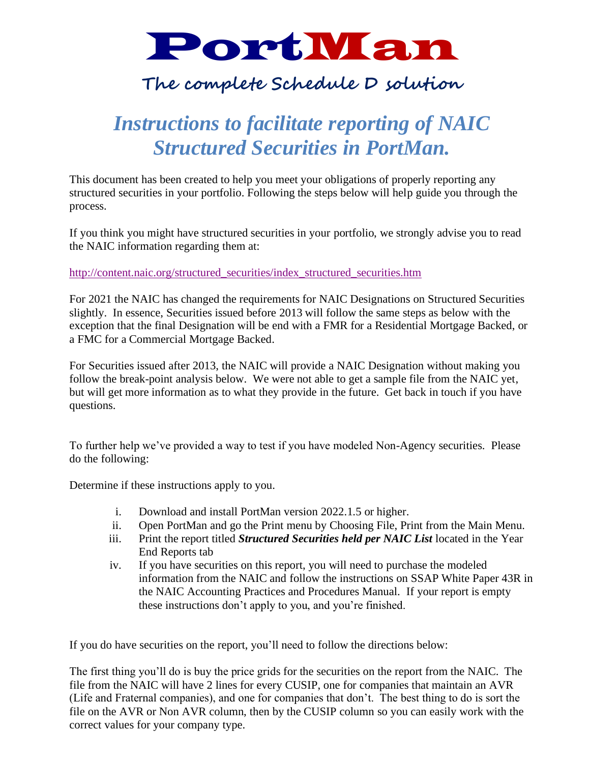# PortMan

## The complete Schedule D solution

# *Instructions to facilitate reporting of NAIC Structured Securities in PortMan.*

This document has been created to help you meet your obligations of properly reporting any structured securities in your portfolio. Following the steps below will help guide you through the process.

If you think you might have structured securities in your portfolio, we strongly advise you to read the NAIC information regarding them at:

http://content.naic.org/structured_securities/index_structured_securities.htm

For 2021 the NAIC has changed the requirements for NAIC Designations on Structured Securities slightly. In essence, Securities issued before 2013 will follow the same steps as below with the exception that the final Designation will be end with a FMR for a Residential Mortgage Backed, or a FMC for a Commercial Mortgage Backed.

For Securities issued after 2013, the NAIC will provide a NAIC Designation without making you follow the break-point analysis below. We were not able to get a sample file from the NAIC yet, but will get more information as to what they provide in the future. Get back in touch if you have questions.

To further help we've provided a way to test if you have modeled Non-Agency securities. Please do the following:

Determine if these instructions apply to you.

i. Download and install PortMan version 2022.1.5 or higher.
ii. Open PortMan and go the Print menu by Choosing File, Print from the Main Menu.
iii. Print the report titled ***Structured Securities held per NAIC List*** located in the Year End Reports tab
iv. If you have securities on this report, you will need to purchase the modeled information from the NAIC and follow the instructions on SSAP White Paper 43R in the NAIC Accounting Practices and Procedures Manual. If your report is empty these instructions don't apply to you, and you're finished.

If you do have securities on the report, you'll need to follow the directions below:

The first thing you'll do is buy the price grids for the securities on the report from the NAIC. The file from the NAIC will have 2 lines for every CUSIP, one for companies that maintain an AVR (Life and Fraternal companies), and one for companies that don't. The best thing to do is sort the file on the AVR or Non AVR column, then by the CUSIP column so you can easily work with the correct values for your company type.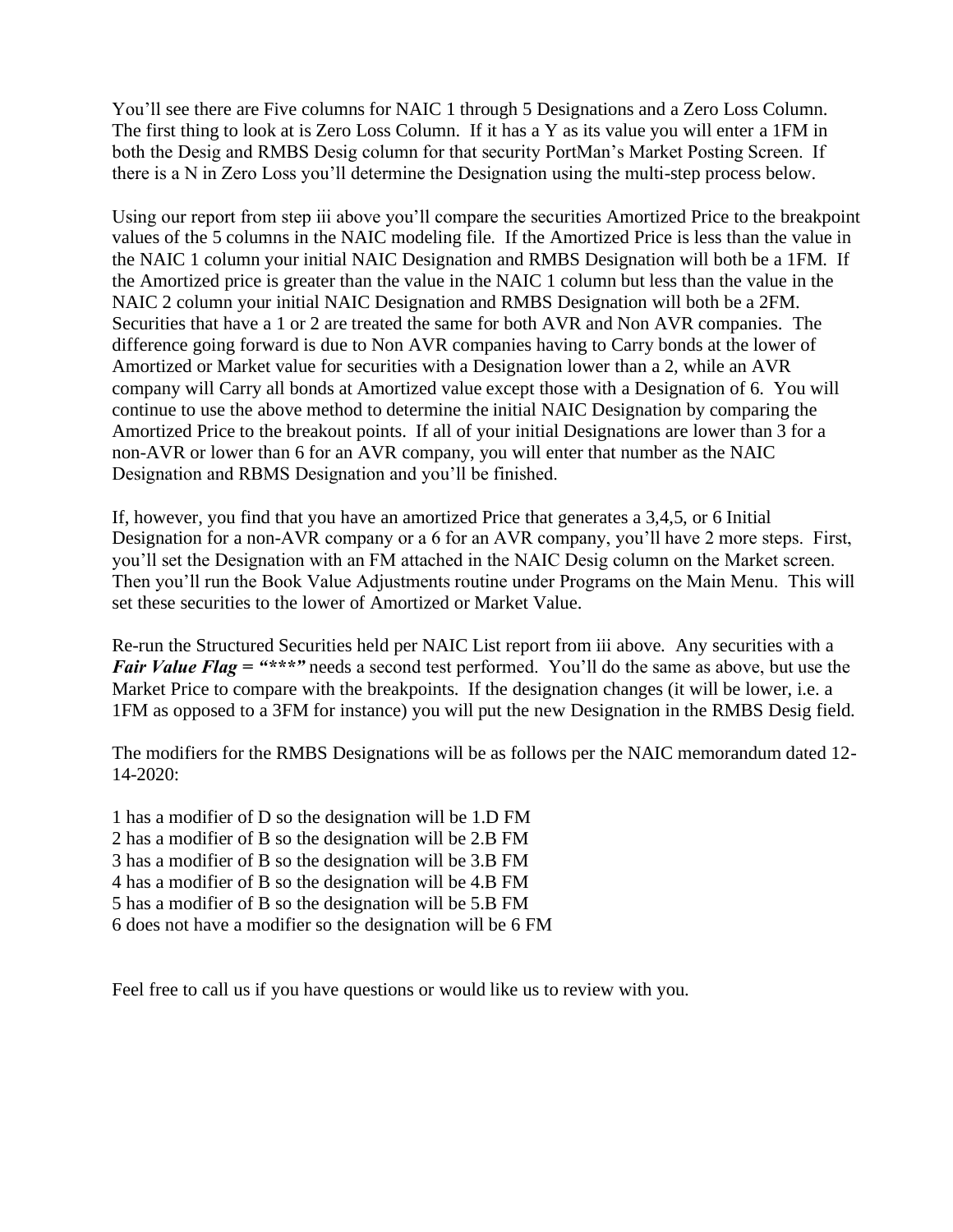You'll see there are Five columns for NAIC 1 through 5 Designations and a Zero Loss Column. The first thing to look at is Zero Loss Column. If it has a Y as its value you will enter a 1FM in both the Desig and RMBS Desig column for that security PortMan's Market Posting Screen. If there is a N in Zero Loss you'll determine the Designation using the multi-step process below.

Using our report from step iii above you'll compare the securities Amortized Price to the breakpoint values of the 5 columns in the NAIC modeling file. If the Amortized Price is less than the value in the NAIC 1 column your initial NAIC Designation and RMBS Designation will both be a 1FM. If the Amortized price is greater than the value in the NAIC 1 column but less than the value in the NAIC 2 column your initial NAIC Designation and RMBS Designation will both be a 2FM. Securities that have a 1 or 2 are treated the same for both AVR and Non AVR companies. The difference going forward is due to Non AVR companies having to Carry bonds at the lower of Amortized or Market value for securities with a Designation lower than a 2, while an AVR company will Carry all bonds at Amortized value except those with a Designation of 6. You will continue to use the above method to determine the initial NAIC Designation by comparing the Amortized Price to the breakout points. If all of your initial Designations are lower than 3 for a non-AVR or lower than 6 for an AVR company, you will enter that number as the NAIC Designation and RBMS Designation and you'll be finished.

If, however, you find that you have an amortized Price that generates a 3,4,5, or 6 Initial Designation for a non-AVR company or a 6 for an AVR company, you'll have 2 more steps. First, you'll set the Designation with an FM attached in the NAIC Desig column on the Market screen. Then you'll run the Book Value Adjustments routine under Programs on the Main Menu. This will set these securities to the lower of Amortized or Market Value.

Re-run the Structured Securities held per NAIC List report from iii above. Any securities with a ***Fair Value Flag = "\*\*\*"*** needs a second test performed. You'll do the same as above, but use the Market Price to compare with the breakpoints. If the designation changes (it will be lower, i.e. a 1FM as opposed to a 3FM for instance) you will put the new Designation in the RMBS Desig field.

The modifiers for the RMBS Designations will be as follows per the NAIC memorandum dated 12-14-2020:

1 has a modifier of D so the designation will be 1.D FM
2 has a modifier of B so the designation will be 2.B FM
3 has a modifier of B so the designation will be 3.B FM
4 has a modifier of B so the designation will be 4.B FM
5 has a modifier of B so the designation will be 5.B FM
6 does not have a modifier so the designation will be 6 FM

Feel free to call us if you have questions or would like us to review with you.